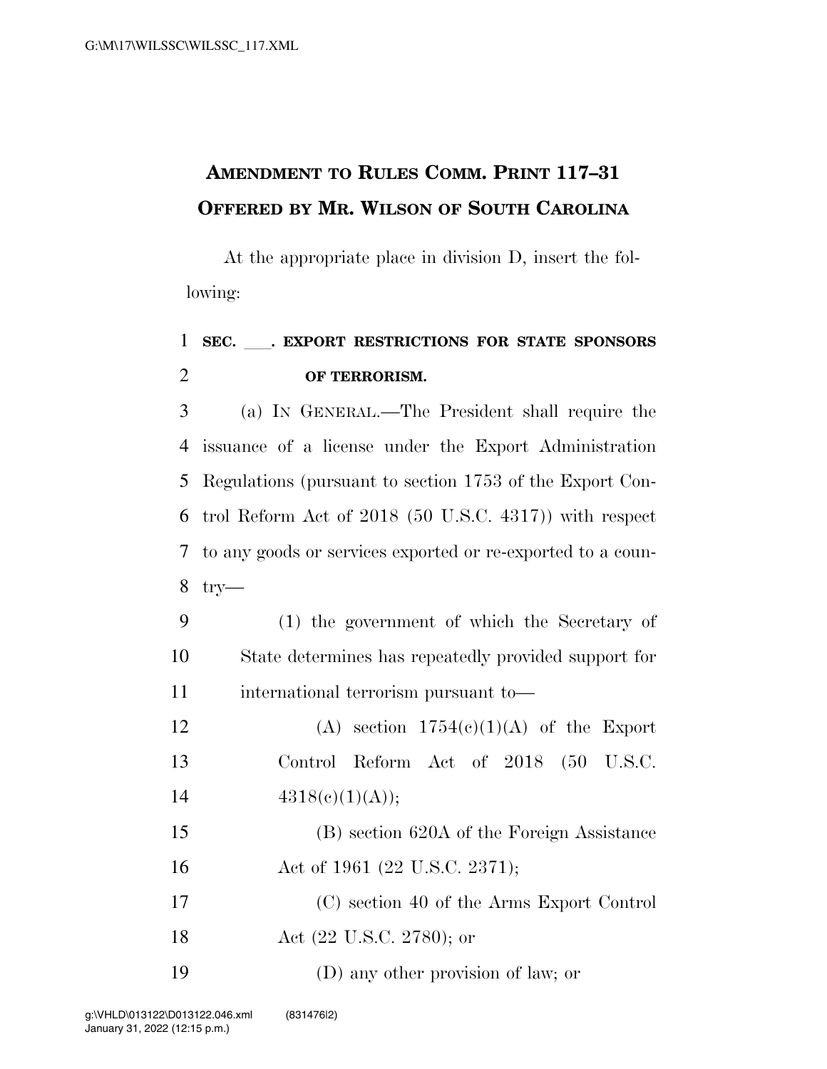# AMENDMENT TO RULES COMM. PRINT 117–31 OFFERED BY MR. WILSON OF SOUTH CAROLINA

At the appropriate place in division D, insert the following:

**SEC. \_\_\_. EXPORT RESTRICTIONS FOR STATE SPONSORS OF TERRORISM.**

(a) IN GENERAL.—The President shall require the issuance of a license under the Export Administration Regulations (pursuant to section 1753 of the Export Control Reform Act of 2018 (50 U.S.C. 4317)) with respect to any goods or services exported or re-exported to a country—

(1) the government of which the Secretary of State determines has repeatedly provided support for international terrorism pursuant to—

(A) section 1754(c)(1)(A) of the Export Control Reform Act of 2018 (50 U.S.C. 4318(c)(1)(A));

(B) section 620A of the Foreign Assistance Act of 1961 (22 U.S.C. 2371);

(C) section 40 of the Arms Export Control Act (22 U.S.C. 2780); or

(D) any other provision of law; or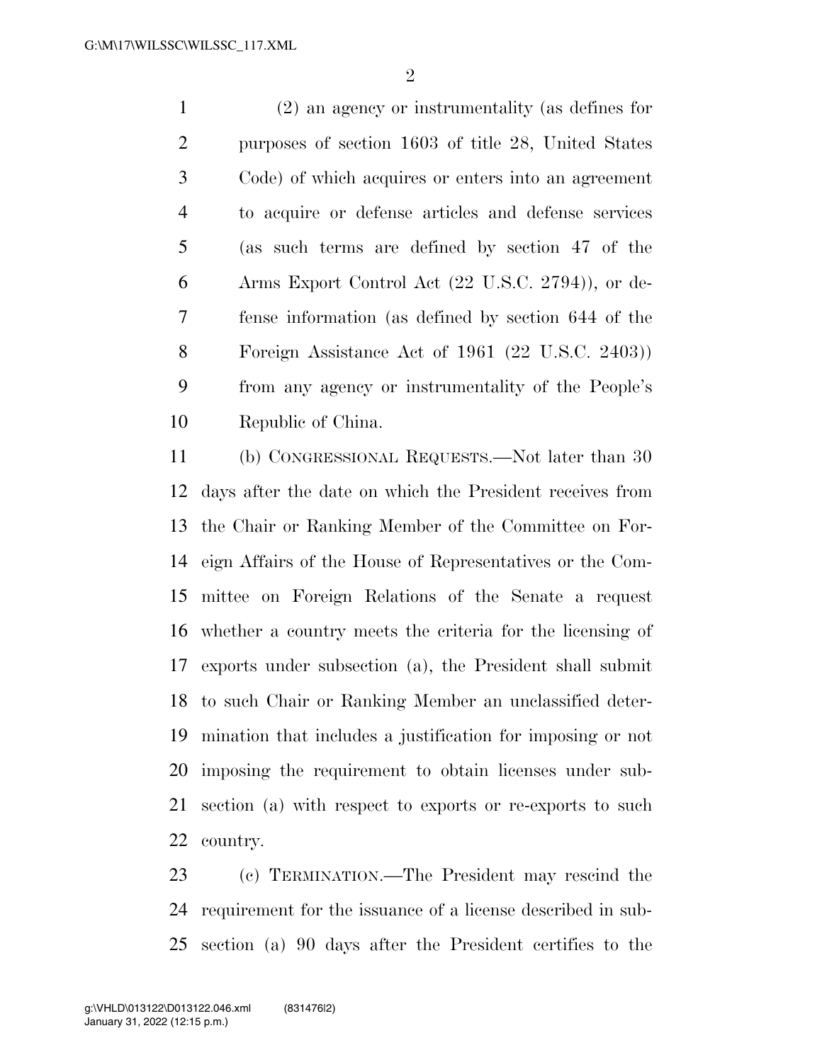(2) an agency or instrumentality (as defines for purposes of section 1603 of title 28, United States Code) of which acquires or enters into an agreement to acquire or defense articles and defense services (as such terms are defined by section 47 of the Arms Export Control Act (22 U.S.C. 2794)), or defense information (as defined by section 644 of the Foreign Assistance Act of 1961 (22 U.S.C. 2403)) from any agency or instrumentality of the People's Republic of China.

(b) CONGRESSIONAL REQUESTS.—Not later than 30 days after the date on which the President receives from the Chair or Ranking Member of the Committee on Foreign Affairs of the House of Representatives or the Committee on Foreign Relations of the Senate a request whether a country meets the criteria for the licensing of exports under subsection (a), the President shall submit to such Chair or Ranking Member an unclassified determination that includes a justification for imposing or not imposing the requirement to obtain licenses under subsection (a) with respect to exports or re-exports to such country.

(c) TERMINATION.—The President may rescind the requirement for the issuance of a license described in subsection (a) 90 days after the President certifies to the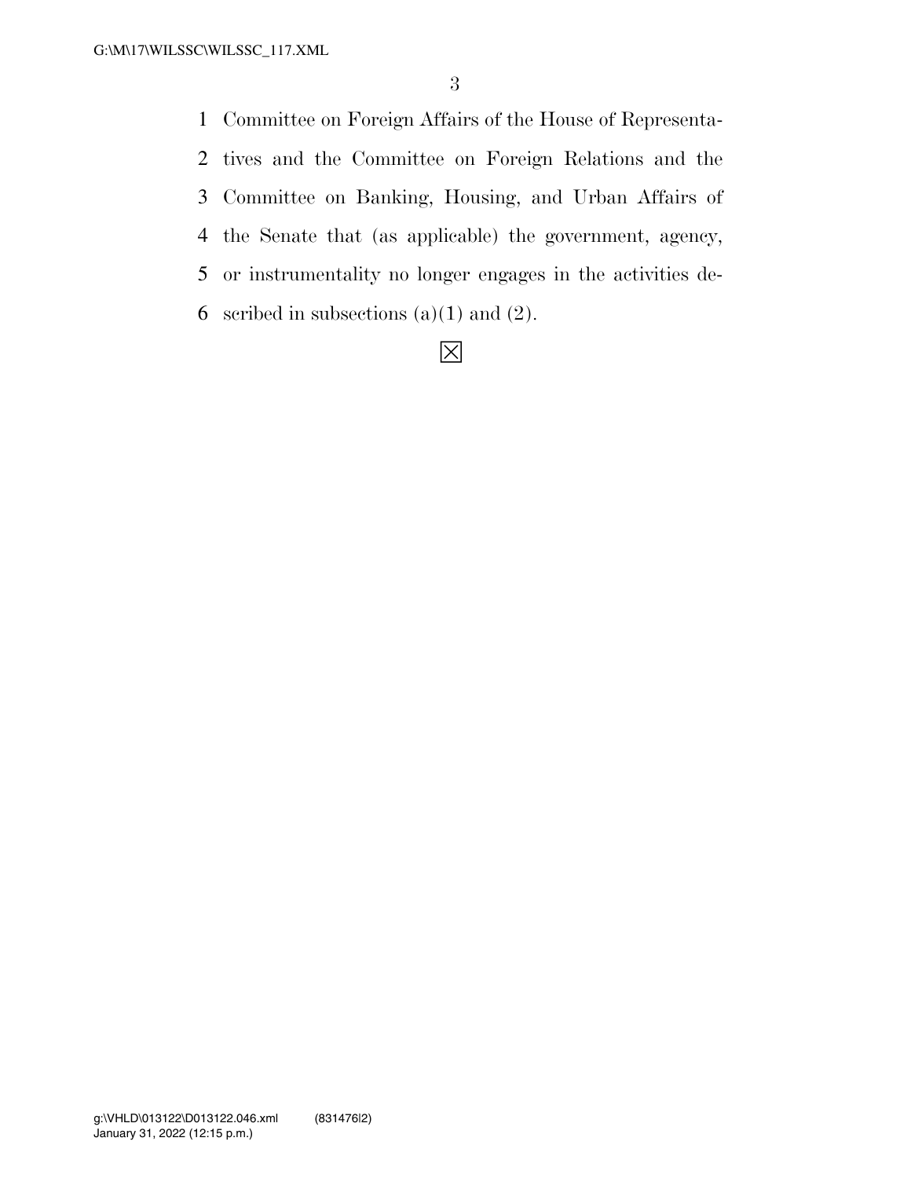Committee on Foreign Affairs of the House of Representatives and the Committee on Foreign Relations and the Committee on Banking, Housing, and Urban Affairs of the Senate that (as applicable) the government, agency, or instrumentality no longer engages in the activities described in subsections (a)(1) and (2).